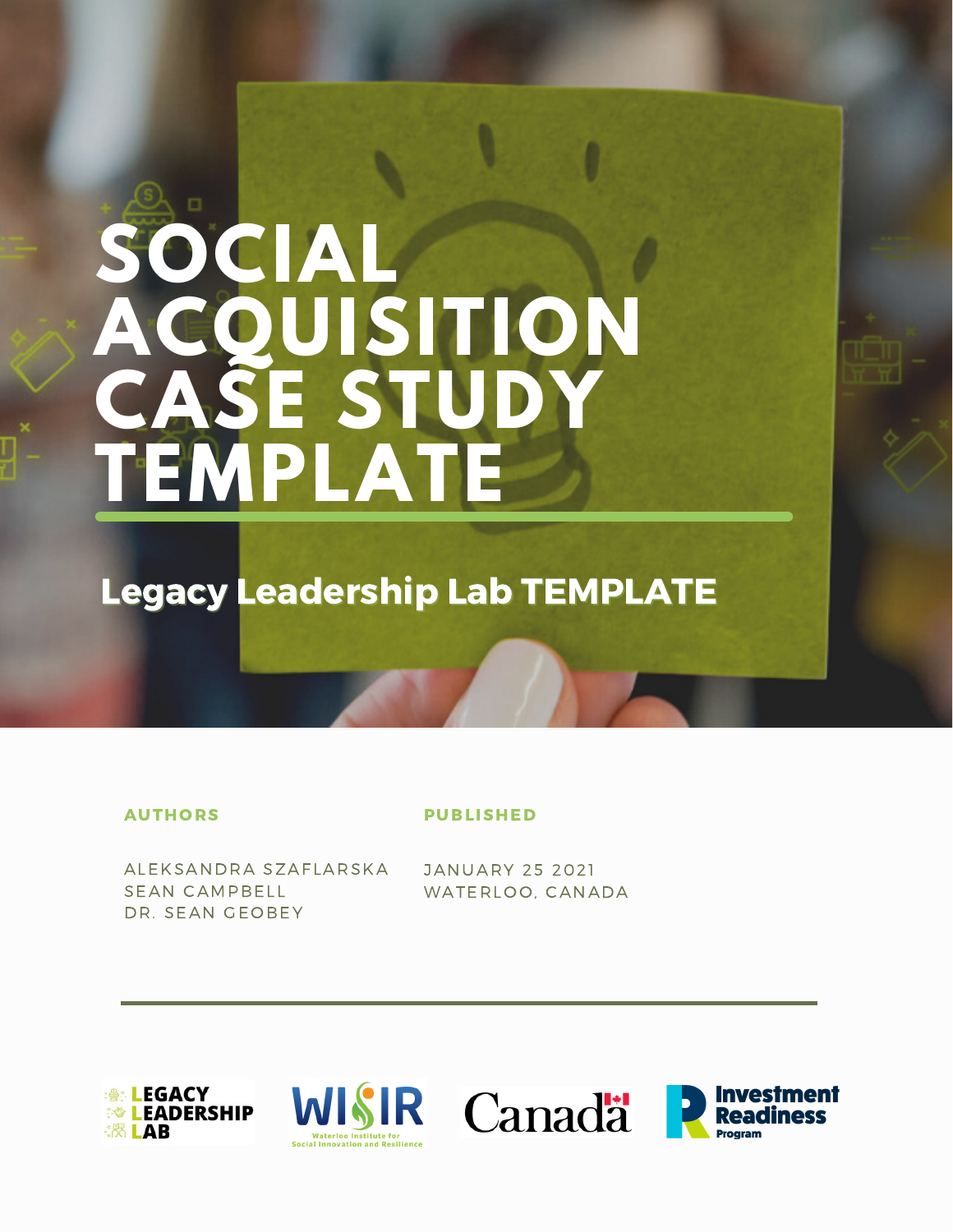# SOCIAL ACQUISITION CASE STUDY TEMPLATE

## Legacy Leadership Lab TEMPLATE

**AUTHORS**

ALEKSANDRA SZAFLARSKA
SEAN CAMPBELL
DR. SEAN GEOBEY

**PUBLISHED**

JANUARY 25 2021
WATERLOO, CANADA

LEGACY LEADERSHIP LAB

WISIR
Waterloo Institute for Social Innovation and Resilience

Canada

Investment Readiness Program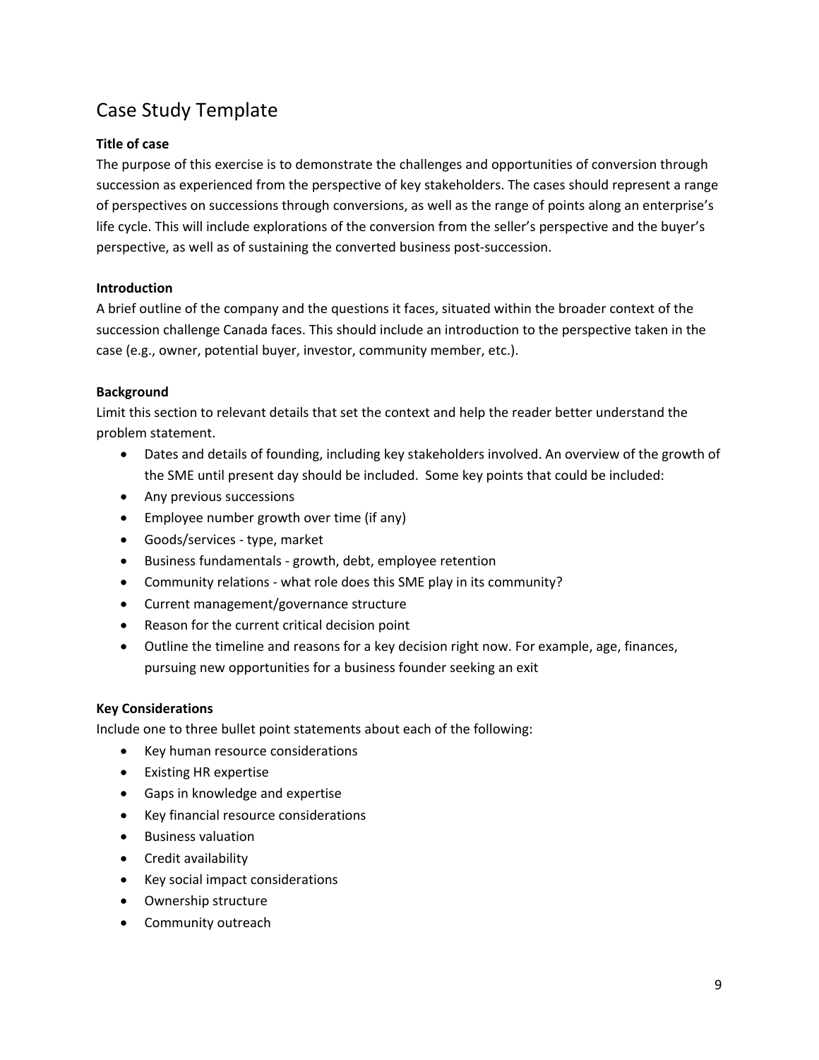## Case Study Template

**Title of case**

The purpose of this exercise is to demonstrate the challenges and opportunities of conversion through succession as experienced from the perspective of key stakeholders. The cases should represent a range of perspectives on successions through conversions, as well as the range of points along an enterprise's life cycle. This will include explorations of the conversion from the seller's perspective and the buyer's perspective, as well as of sustaining the converted business post-succession.

**Introduction**

A brief outline of the company and the questions it faces, situated within the broader context of the succession challenge Canada faces. This should include an introduction to the perspective taken in the case (e.g., owner, potential buyer, investor, community member, etc.).

**Background**

Limit this section to relevant details that set the context and help the reader better understand the problem statement.

- Dates and details of founding, including key stakeholders involved. An overview of the growth of the SME until present day should be included. Some key points that could be included:
- Any previous successions
- Employee number growth over time (if any)
- Goods/services - type, market
- Business fundamentals - growth, debt, employee retention
- Community relations - what role does this SME play in its community?
- Current management/governance structure
- Reason for the current critical decision point
- Outline the timeline and reasons for a key decision right now. For example, age, finances, pursuing new opportunities for a business founder seeking an exit

**Key Considerations**

Include one to three bullet point statements about each of the following:

- Key human resource considerations
- Existing HR expertise
- Gaps in knowledge and expertise
- Key financial resource considerations
- Business valuation
- Credit availability
- Key social impact considerations
- Ownership structure
- Community outreach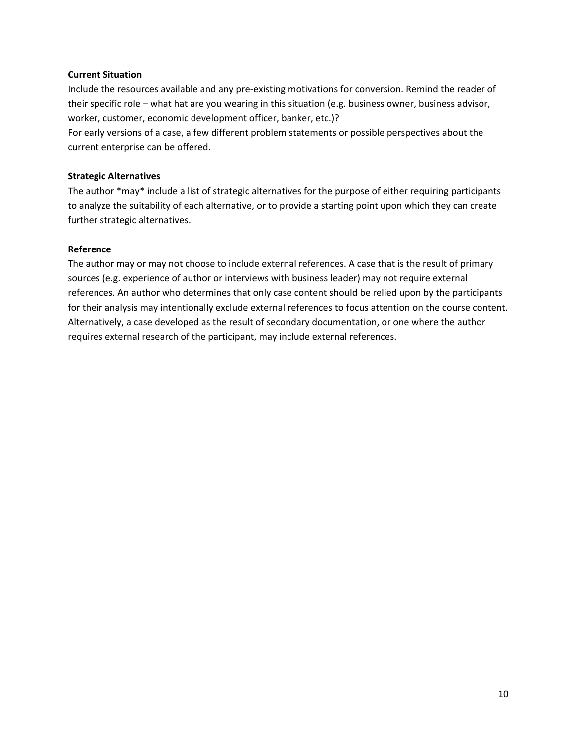**Current Situation**

Include the resources available and any pre-existing motivations for conversion. Remind the reader of their specific role – what hat are you wearing in this situation (e.g. business owner, business advisor, worker, customer, economic development officer, banker, etc.)?

For early versions of a case, a few different problem statements or possible perspectives about the current enterprise can be offered.

**Strategic Alternatives**

The author *may* include a list of strategic alternatives for the purpose of either requiring participants to analyze the suitability of each alternative, or to provide a starting point upon which they can create further strategic alternatives.

**Reference**

The author may or may not choose to include external references. A case that is the result of primary sources (e.g. experience of author or interviews with business leader) may not require external references. An author who determines that only case content should be relied upon by the participants for their analysis may intentionally exclude external references to focus attention on the course content. Alternatively, a case developed as the result of secondary documentation, or one where the author requires external research of the participant, may include external references.